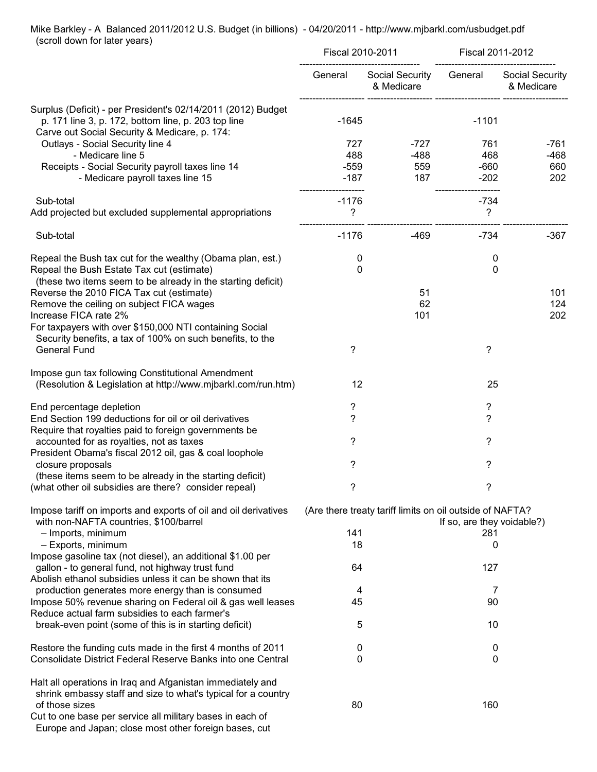Mike Barkley - A Balanced 2011/2012 U.S. Budget (in billions) - 04/20/2011 - http://www.mjbarkl.com/usbudget.pdf
(scroll down for later years)

| | Fiscal 2010-2011 | | Fiscal 2011-2012 | |
|---|---|---|---|---|
| | General | Social Security & Medicare | General | Social Security & Medicare |
| Surplus (Deficit) - per President's 02/14/2011 (2012) Budget p. 171 line 3, p. 172, bottom line, p. 203 top line | -1645 | | -1101 | |
| Carve out Social Security & Medicare, p. 174: | | | | |
| Outlays - Social Security line 4 | 727 | -727 | 761 | -761 |
| - Medicare line 5 | 488 | -488 | 468 | -468 |
| Receipts - Social Security payroll taxes line 14 | -559 | 559 | -660 | 660 |
| - Medicare payroll taxes line 15 | -187 | 187 | -202 | 202 |
| Sub-total | -1176 | | -734 | |
| Add projected but excluded supplemental appropriations | ? | | ? | |
| Sub-total | -1176 | -469 | -734 | -367 |
| Repeal the Bush tax cut for the wealthy (Obama plan, est.) | 0 | | 0 | |
| Repeal the Bush Estate Tax cut (estimate) | 0 | | 0 | |
| (these two items seem to be already in the starting deficit) | | | | |
| Reverse the 2010 FICA Tax cut (estimate) | | 51 | | 101 |
| Remove the ceiling on subject FICA wages | | 62 | | 124 |
| Increase FICA rate 2% | | 101 | | 202 |
| For taxpayers with over $150,000 NTI containing Social Security benefits, a tax of 100% on such benefits, to the General Fund | ? | | ? | |
| Impose gun tax following Constitutional Amendment (Resolution & Legislation at http://www.mjbarkl.com/run.htm) | 12 | | 25 | |
| End percentage depletion | ? | | ? | |
| End Section 199 deductions for oil or oil derivatives | ? | | ? | |
| Require that royalties paid to foreign governments be accounted for as royalties, not as taxes | ? | | ? | |
| President Obama's fiscal 2012 oil, gas & coal loophole closure proposals | ? | | ? | |
| (these items seem to be already in the starting deficit) | | | | |
| (what other oil subsidies are there? consider repeal) | ? | | ? | |
| Impose tariff on imports and exports of oil and oil derivatives with non-NAFTA countries, $100/barrel | (Are there treaty tariff limits on oil outside of NAFTA? If so, are they voidable?) | | | |
| – Imports, minimum | 141 | | 281 | |
| – Exports, minimum | 18 | | 0 | |
| Impose gasoline tax (not diesel), an additional $1.00 per gallon - to general fund, not highway trust fund | 64 | | 127 | |
| Abolish ethanol subsidies unless it can be shown that its production generates more energy than is consumed | 4 | | 7 | |
| Impose 50% revenue sharing on Federal oil & gas well leases | 45 | | 90 | |
| Reduce actual farm subsidies to each farmer's break-even point (some of this is in starting deficit) | 5 | | 10 | |
| Restore the funding cuts made in the first 4 months of 2011 | 0 | | 0 | |
| Consolidate District Federal Reserve Banks into one Central | 0 | | 0 | |
| Halt all operations in Iraq and Afganistan immediately and shrink embassy staff and size to what's typical for a country of those sizes | 80 | | 160 | |
| Cut to one base per service all military bases in each of Europe and Japan; close most other foreign bases, cut | | | | |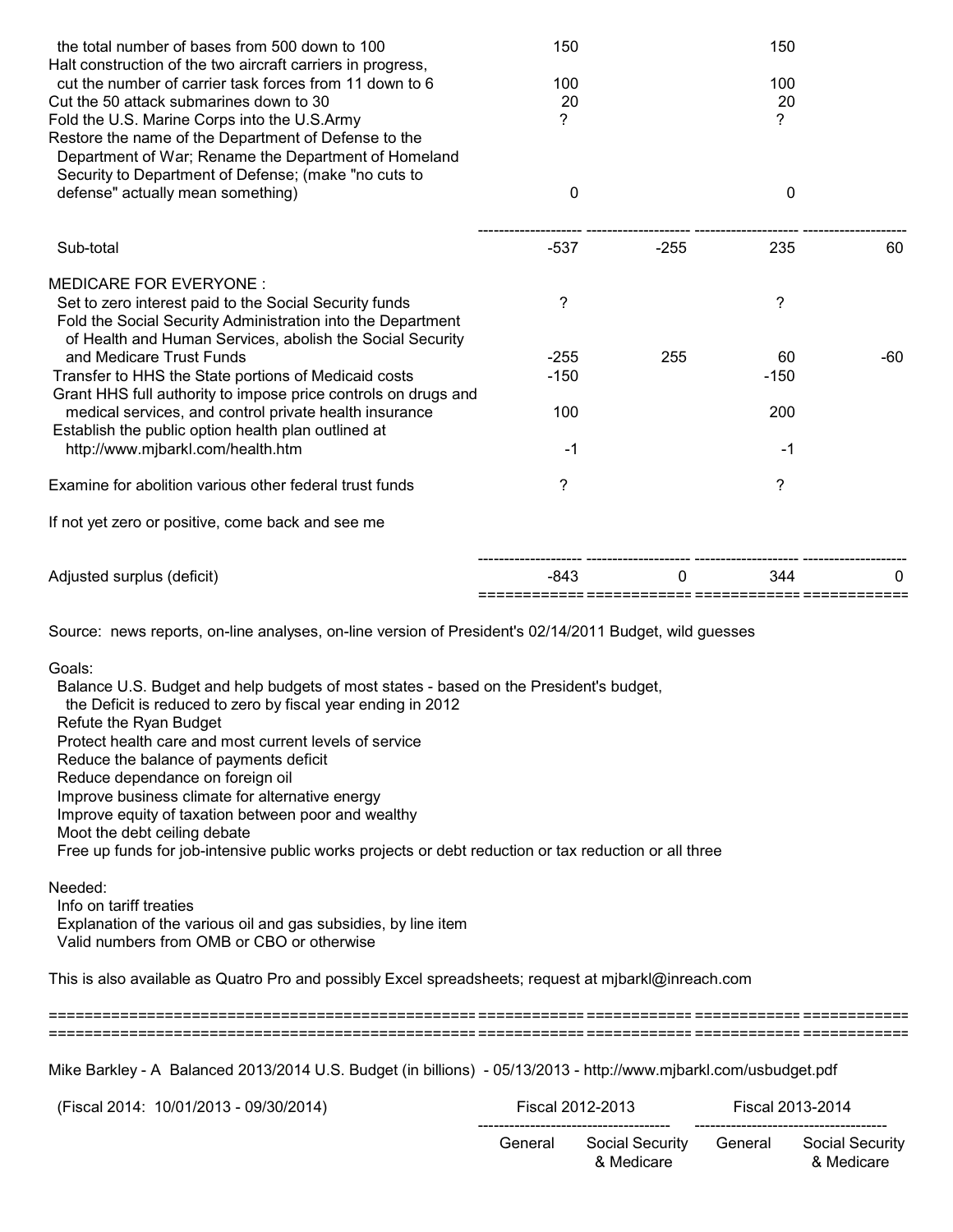| | | | | |
|---|---|---|---|---|
| the total number of bases from 500 down to 100 | 150 | | 150 | |
| Halt construction of the two aircraft carriers in progress, cut the number of carrier task forces from 11 down to 6 | 100 | | 100 | |
| Cut the 50 attack submarines down to 30 | 20 | | 20 | |
| Fold the U.S. Marine Corps into the U.S.Army | ? | | ? | |
| Restore the name of the Department of Defense to the Department of War; Rename the Department of Homeland Security to Department of Defense; (make "no cuts to defense" actually mean something) | 0 | | 0 | |
| Sub-total | -537 | -255 | 235 | 60 |
| MEDICARE FOR EVERYONE : | | | | |
| Set to zero interest paid to the Social Security funds | ? | | ? | |
| Fold the Social Security Administration into the Department of Health and Human Services, abolish the Social Security and Medicare Trust Funds | -255 | 255 | 60 | -60 |
| Transfer to HHS the State portions of Medicaid costs | -150 | | -150 | |
| Grant HHS full authority to impose price controls on drugs and medical services, and control private health insurance | 100 | | 200 | |
| Establish the public option health plan outlined at http://www.mjbarkl.com/health.htm | -1 | | -1 | |
| Examine for abolition various other federal trust funds | ? | | ? | |
| If not yet zero or positive, come back and see me | | | | |
| Adjusted surplus (deficit) | -843 | 0 | 344 | 0 |

Source: news reports, on-line analyses, on-line version of President's 02/14/2011 Budget, wild guesses

Goals:

- Balance U.S. Budget and help budgets of most states - based on the President's budget, the Deficit is reduced to zero by fiscal year ending in 2012
- Refute the Ryan Budget
- Protect health care and most current levels of service
- Reduce the balance of payments deficit
- Reduce dependance on foreign oil
- Improve business climate for alternative energy
- Improve equity of taxation between poor and wealthy
- Moot the debt ceiling debate
- Free up funds for job-intensive public works projects or debt reduction or tax reduction or all three

Needed:

- Info on tariff treaties
- Explanation of the various oil and gas subsidies, by line item
- Valid numbers from OMB or CBO or otherwise

This is also available as Quatro Pro and possibly Excel spreadsheets; request at mjbarkl@inreach.com

Mike Barkley - A Balanced 2013/2014 U.S. Budget (in billions) - 05/13/2013 - http://www.mjbarkl.com/usbudget.pdf

| (Fiscal 2014: 10/01/2013 - 09/30/2014) | Fiscal 2012-2013 | | Fiscal 2013-2014 | |
|---|---|---|---|---|
| | General | Social Security & Medicare | General | Social Security & Medicare |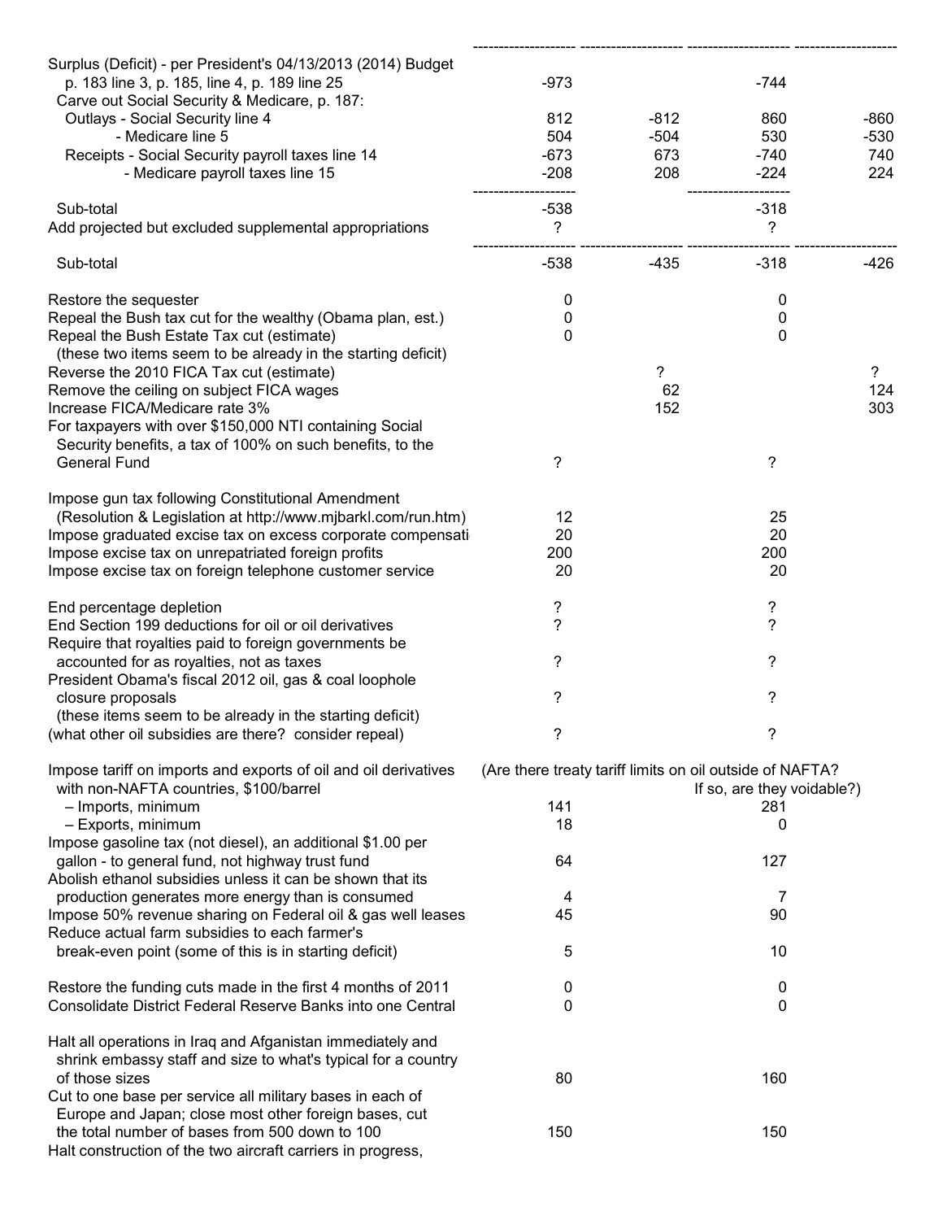| | | | | |
|---|---|---|---|---|
| Surplus (Deficit) - per President's 04/13/2013 (2014) Budget p. 183 line 3, p. 185, line 4, p. 189 line 25 | -973 | | -744 | |
| Carve out Social Security & Medicare, p. 187: | | | | |
| Outlays - Social Security line 4 | 812 | -812 | 860 | -860 |
| - Medicare line 5 | 504 | -504 | 530 | -530 |
| Receipts - Social Security payroll taxes line 14 | -673 | 673 | -740 | 740 |
| - Medicare payroll taxes line 15 | -208 | 208 | -224 | 224 |
| Sub-total | -538 | | -318 | |
| Add projected but excluded supplemental appropriations | ? | | ? | |
| Sub-total | -538 | -435 | -318 | -426 |
| Restore the sequester | 0 | | 0 | |
| Repeal the Bush tax cut for the wealthy (Obama plan, est.) | 0 | | 0 | |
| Repeal the Bush Estate Tax cut (estimate) | 0 | | 0 | |
| (these two items seem to be already in the starting deficit) | | | | |
| Reverse the 2010 FICA Tax cut (estimate) | | ? | | ? |
| Remove the ceiling on subject FICA wages | | 62 | | 124 |
| Increase FICA/Medicare rate 3% | | 152 | | 303 |
| For taxpayers with over $150,000 NTI containing Social Security benefits, a tax of 100% on such benefits, to the General Fund | ? | | ? | |
| Impose gun tax following Constitutional Amendment (Resolution & Legislation at http://www.mjbarkl.com/run.htm) | 12 | | 25 | |
| Impose graduated excise tax on excess corporate compensati | 20 | | 20 | |
| Impose excise tax on unrepatriated foreign profits | 200 | | 200 | |
| Impose excise tax on foreign telephone customer service | 20 | | 20 | |
| End percentage depletion | ? | | ? | |
| End Section 199 deductions for oil or oil derivatives | ? | | ? | |
| Require that royalties paid to foreign governments be accounted for as royalties, not as taxes | ? | | ? | |
| President Obama's fiscal 2012 oil, gas & coal loophole closure proposals | ? | | ? | |
| (these items seem to be already in the starting deficit) | | | | |
| (what other oil subsidies are there? consider repeal) | ? | | ? | |
| Impose tariff on imports and exports of oil and oil derivatives with non-NAFTA countries, $100/barrel | (Are there treaty tariff limits on oil outside of NAFTA? | | If so, are they voidable?) | |
| – Imports, minimum | 141 | | 281 | |
| – Exports, minimum | 18 | | 0 | |
| Impose gasoline tax (not diesel), an additional $1.00 per gallon - to general fund, not highway trust fund | 64 | | 127 | |
| Abolish ethanol subsidies unless it can be shown that its production generates more energy than is consumed | 4 | | 7 | |
| Impose 50% revenue sharing on Federal oil & gas well leases | 45 | | 90 | |
| Reduce actual farm subsidies to each farmer's break-even point (some of this is in starting deficit) | 5 | | 10 | |
| Restore the funding cuts made in the first 4 months of 2011 | 0 | | 0 | |
| Consolidate District Federal Reserve Banks into one Central | 0 | | 0 | |
| Halt all operations in Iraq and Afganistan immediately and shrink embassy staff and size to what's typical for a country of those sizes | 80 | | 160 | |
| Cut to one base per service all military bases in each of Europe and Japan; close most other foreign bases, cut the total number of bases from 500 down to 100 | 150 | | 150 | |
| Halt construction of the two aircraft carriers in progress, | | | | |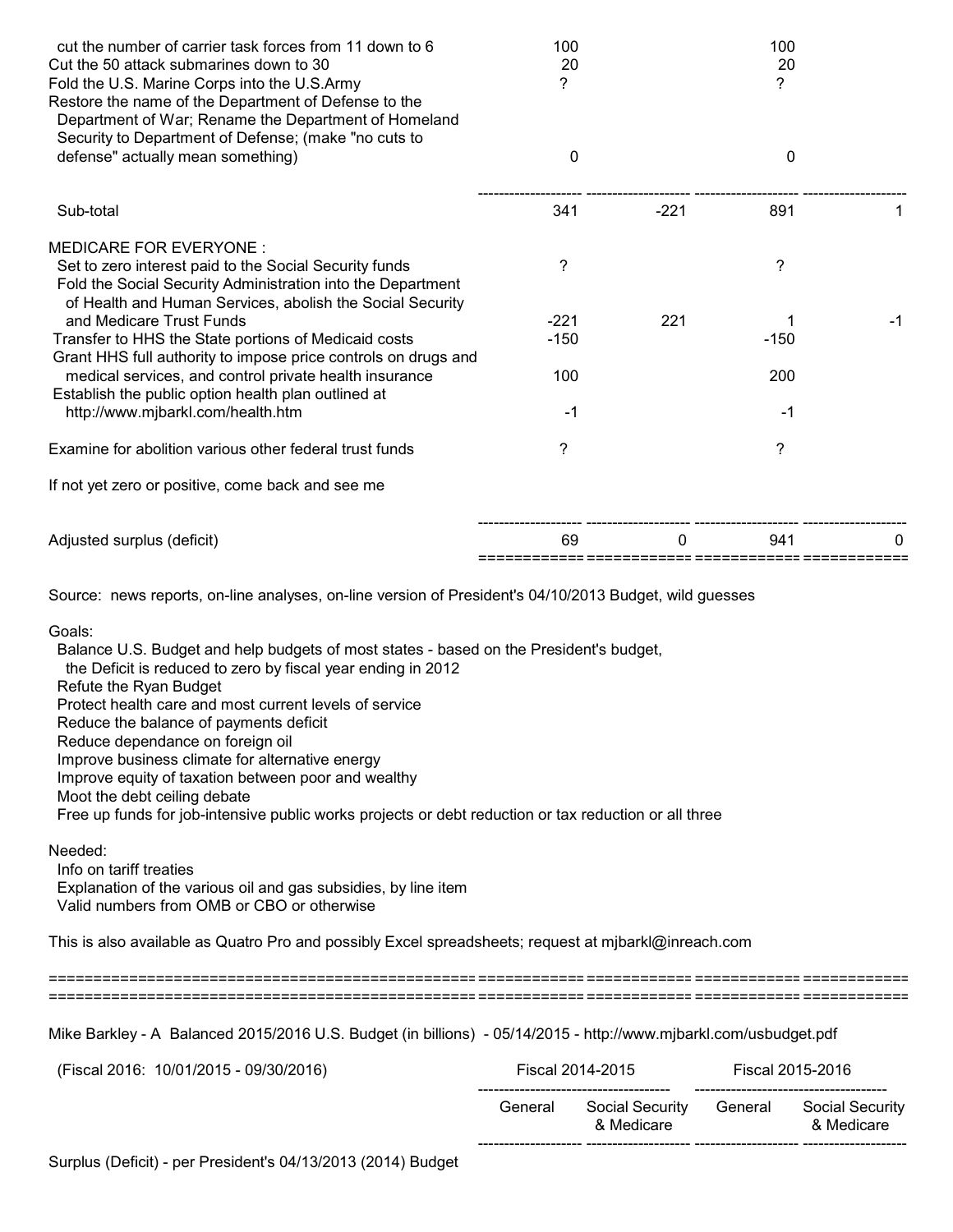| | | | | |
|---|---|---|---|---|
| cut the number of carrier task forces from 11 down to 6 | 100 | | 100 | |
| Cut the 50 attack submarines down to 30 | 20 | | 20 | |
| Fold the U.S. Marine Corps into the U.S.Army | ? | | ? | |
| Restore the name of the Department of Defense to the Department of War; Rename the Department of Homeland Security to Department of Defense; (make "no cuts to defense" actually mean something) | 0 | | 0 | |
| Sub-total | 341 | -221 | 891 | 1 |
| MEDICARE FOR EVERYONE : | | | | |
| Set to zero interest paid to the Social Security funds | ? | | ? | |
| Fold the Social Security Administration into the Department of Health and Human Services, abolish the Social Security and Medicare Trust Funds | -221 | 221 | 1 | -1 |
| Transfer to HHS the State portions of Medicaid costs | -150 | | -150 | |
| Grant HHS full authority to impose price controls on drugs and medical services, and control private health insurance | 100 | | 200 | |
| Establish the public option health plan outlined at http://www.mjbarkl.com/health.htm | -1 | | -1 | |
| Examine for abolition various other federal trust funds | ? | | ? | |
| If not yet zero or positive, come back and see me | | | | |
| Adjusted surplus (deficit) | 69 | 0 | 941 | 0 |

Source: news reports, on-line analyses, on-line version of President's 04/10/2013 Budget, wild guesses

Goals:
- Balance U.S. Budget and help budgets of most states - based on the President's budget, the Deficit is reduced to zero by fiscal year ending in 2012
- Refute the Ryan Budget
- Protect health care and most current levels of service
- Reduce the balance of payments deficit
- Reduce dependance on foreign oil
- Improve business climate for alternative energy
- Improve equity of taxation between poor and wealthy
- Moot the debt ceiling debate
- Free up funds for job-intensive public works projects or debt reduction or tax reduction or all three

Needed:
- Info on tariff treaties
- Explanation of the various oil and gas subsidies, by line item
- Valid numbers from OMB or CBO or otherwise

This is also available as Quatro Pro and possibly Excel spreadsheets; request at mjbarkl@inreach.com

---

Mike Barkley - A Balanced 2015/2016 U.S. Budget (in billions) - 05/14/2015 - http://www.mjbarkl.com/usbudget.pdf

| (Fiscal 2016: 10/01/2015 - 09/30/2016) | Fiscal 2014-2015 | | Fiscal 2015-2016 | |
|---|---|---|---|---|
| | General | Social Security & Medicare | General | Social Security & Medicare |
| Surplus (Deficit) - per President's 04/13/2013 (2014) Budget | | | | |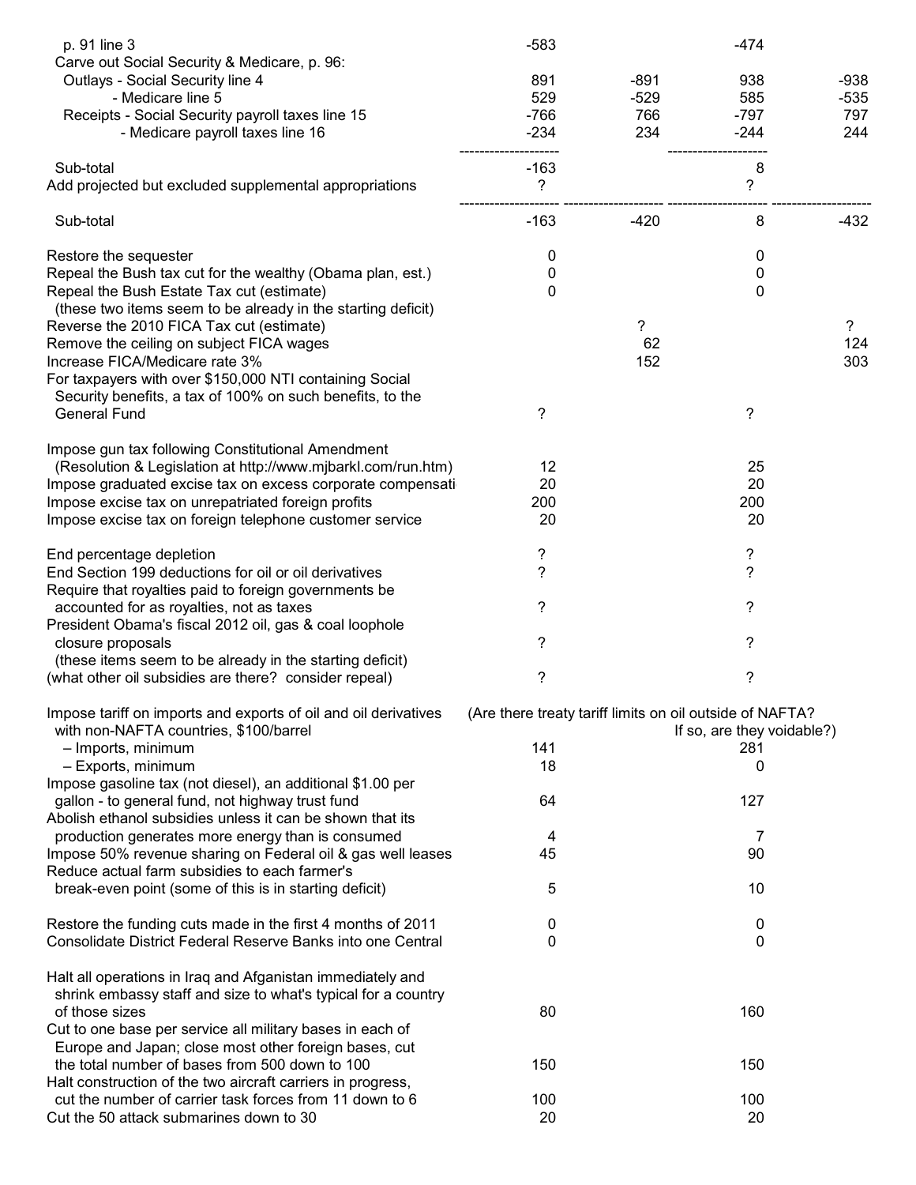| | | | | |
|---|---|---|---|---|
| p. 91 line 3 | -583 | | -474 | |
| Carve out Social Security & Medicare, p. 96: | | | | |
| Outlays - Social Security line 4 | 891 | -891 | 938 | -938 |
| - Medicare line 5 | 529 | -529 | 585 | -535 |
| Receipts - Social Security payroll taxes line 15 | -766 | 766 | -797 | 797 |
| - Medicare payroll taxes line 16 | -234 | 234 | -244 | 244 |
| | ------------------- | | ------------------- | |
| Sub-total | -163 | | 8 | |
| Add projected but excluded supplemental appropriations | ? | | ? | |
| | ------------------- | ------------------- | ------------------- | ------------------- |
| Sub-total | -163 | -420 | 8 | -432 |
| | | | | |
| Restore the sequester | 0 | | 0 | |
| Repeal the Bush tax cut for the wealthy (Obama plan, est.) | 0 | | 0 | |
| Repeal the Bush Estate Tax cut (estimate) | 0 | | 0 | |
| (these two items seem to be already in the starting deficit) | | | | |
| Reverse the 2010 FICA Tax cut (estimate) | | ? | | ? |
| Remove the ceiling on subject FICA wages | | 62 | | 124 |
| Increase FICA/Medicare rate 3% | | 152 | | 303 |
| For taxpayers with over $150,000 NTI containing Social Security benefits, a tax of 100% on such benefits, to the General Fund | ? | | ? | |
| | | | | |
| Impose gun tax following Constitutional Amendment (Resolution & Legislation at http://www.mjbarkl.com/run.htm) | 12 | | 25 | |
| Impose graduated excise tax on excess corporate compensati | 20 | | 20 | |
| Impose excise tax on unrepatriated foreign profits | 200 | | 200 | |
| Impose excise tax on foreign telephone customer service | 20 | | 20 | |
| | | | | |
| End percentage depletion | ? | | ? | |
| End Section 199 deductions for oil or oil derivatives | ? | | ? | |
| Require that royalties paid to foreign governments be accounted for as royalties, not as taxes | ? | | ? | |
| President Obama's fiscal 2012 oil, gas & coal loophole closure proposals | ? | | ? | |
| (these items seem to be already in the starting deficit) | | | | |
| (what other oil subsidies are there? consider repeal) | ? | | ? | |
| | | | | |
| Impose tariff on imports and exports of oil and oil derivatives with non-NAFTA countries, $100/barrel | (Are there treaty tariff limits on oil outside of NAFTA? If so, are they voidable?) | | | |
| – Imports, minimum | 141 | | 281 | |
| – Exports, minimum | 18 | | 0 | |
| Impose gasoline tax (not diesel), an additional $1.00 per gallon - to general fund, not highway trust fund | 64 | | 127 | |
| Abolish ethanol subsidies unless it can be shown that its production generates more energy than is consumed | 4 | | 7 | |
| Impose 50% revenue sharing on Federal oil & gas well leases | 45 | | 90 | |
| Reduce actual farm subsidies to each farmer's break-even point (some of this is in starting deficit) | 5 | | 10 | |
| | | | | |
| Restore the funding cuts made in the first 4 months of 2011 | 0 | | 0 | |
| Consolidate District Federal Reserve Banks into one Central | 0 | | 0 | |
| | | | | |
| Halt all operations in Iraq and Afganistan immediately and shrink embassy staff and size to what's typical for a country of those sizes | 80 | | 160 | |
| Cut to one base per service all military bases in each of Europe and Japan; close most other foreign bases, cut the total number of bases from 500 down to 100 | 150 | | 150 | |
| Halt construction of the two aircraft carriers in progress, cut the number of carrier task forces from 11 down to 6 | 100 | | 100 | |
| Cut the 50 attack submarines down to 30 | 20 | | 20 | |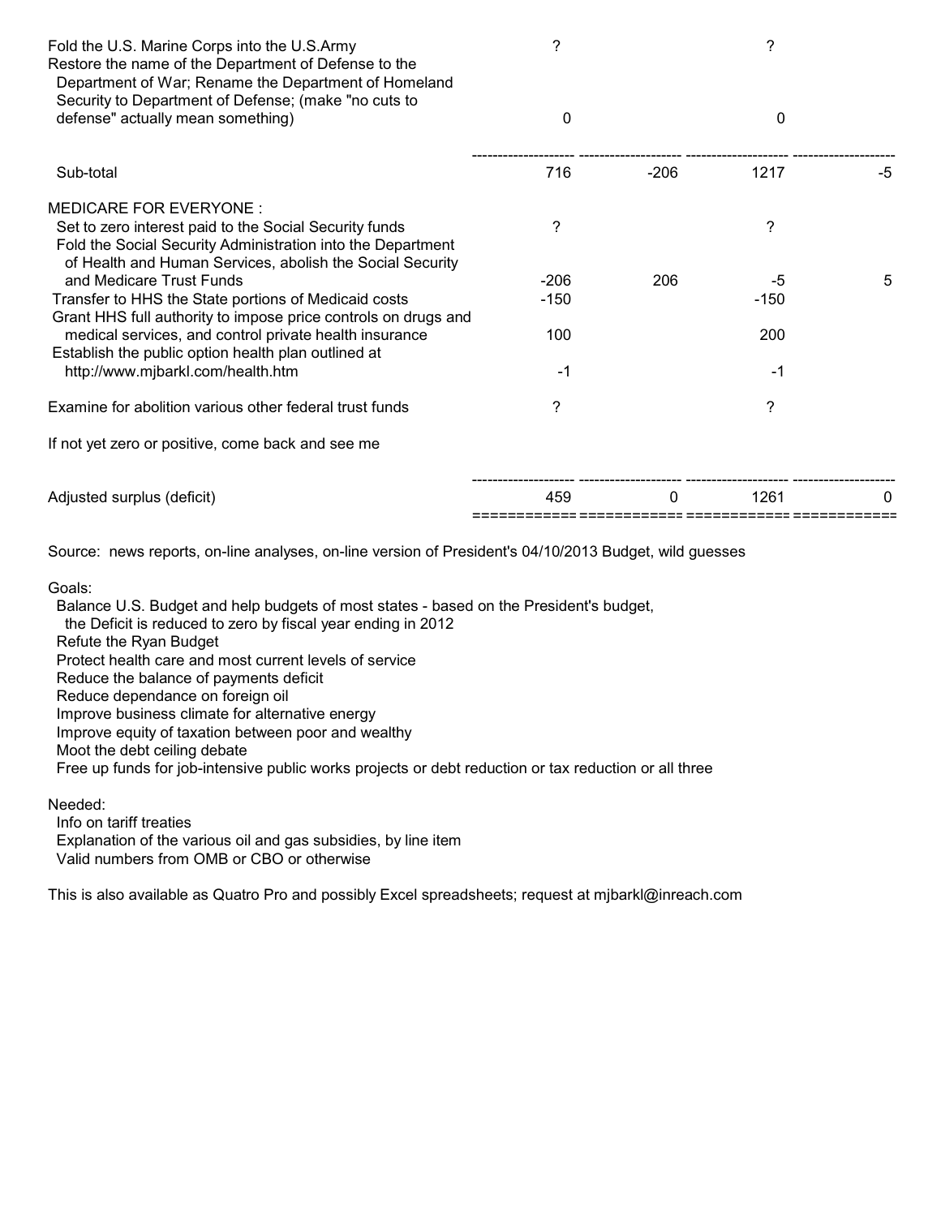| | | | | |
|---|---|---|---|---|
| Fold the U.S. Marine Corps into the U.S.Army | ? | | ? | |
| Restore the name of the Department of Defense to the Department of War; Rename the Department of Homeland Security to Department of Defense; (make "no cuts to defense" actually mean something) | 0 | | 0 | |
| | -------------------- | -------------------- | -------------------- | -------------------- |
| Sub-total | 716 | -206 | 1217 | -5 |
| MEDICARE FOR EVERYONE : | | | | |
| Set to zero interest paid to the Social Security funds | ? | | ? | |
| Fold the Social Security Administration into the Department of Health and Human Services, abolish the Social Security and Medicare Trust Funds | -206 | 206 | -5 | 5 |
| Transfer to HHS the State portions of Medicaid costs | -150 | | -150 | |
| Grant HHS full authority to impose price controls on drugs and medical services, and control private health insurance | 100 | | 200 | |
| Establish the public option health plan outlined at http://www.mjbarkl.com/health.htm | -1 | | -1 | |
| Examine for abolition various other federal trust funds | ? | | ? | |
| If not yet zero or positive, come back and see me | | | | |
| | -------------------- | -------------------- | -------------------- | -------------------- |
| Adjusted surplus (deficit) | 459 | 0 | 1261 | 0 |
| | =========== | =========== | =========== | =========== |

Source: news reports, on-line analyses, on-line version of President's 04/10/2013 Budget, wild guesses

Goals:

- Balance U.S. Budget and help budgets of most states - based on the President's budget, the Deficit is reduced to zero by fiscal year ending in 2012
- Refute the Ryan Budget
- Protect health care and most current levels of service
- Reduce the balance of payments deficit
- Reduce dependance on foreign oil
- Improve business climate for alternative energy
- Improve equity of taxation between poor and wealthy
- Moot the debt ceiling debate
- Free up funds for job-intensive public works projects or debt reduction or tax reduction or all three

Needed:

- Info on tariff treaties
- Explanation of the various oil and gas subsidies, by line item
- Valid numbers from OMB or CBO or otherwise

This is also available as Quatro Pro and possibly Excel spreadsheets; request at mjbarkl@inreach.com